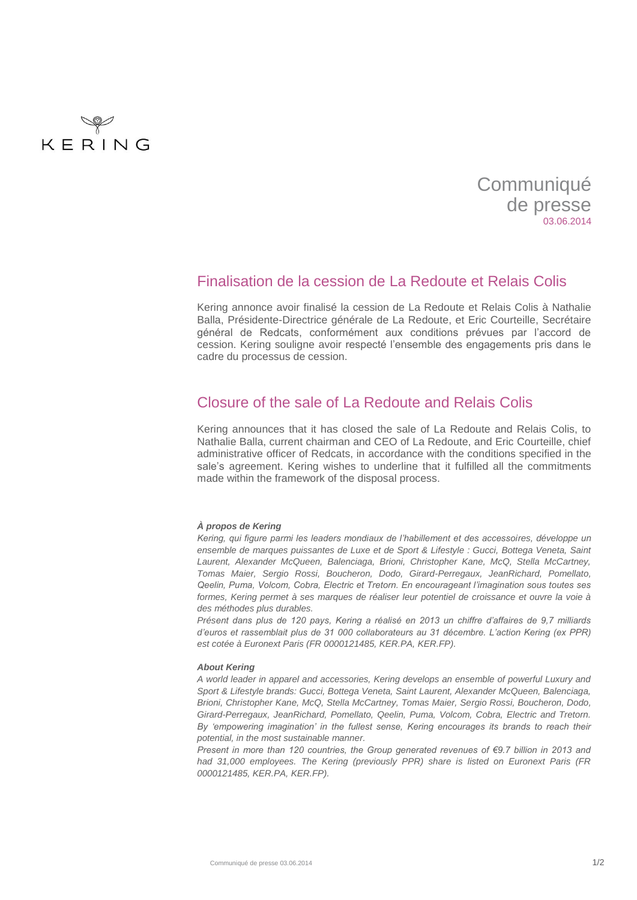KERING

Communiqué de presse
03.06.2014

## Finalisation de la cession de La Redoute et Relais Colis

Kering annonce avoir finalisé la cession de La Redoute et Relais Colis à Nathalie Balla, Présidente-Directrice générale de La Redoute, et Eric Courteille, Secrétaire général de Redcats, conformément aux conditions prévues par l'accord de cession. Kering souligne avoir respecté l'ensemble des engagements pris dans le cadre du processus de cession.

## Closure of the sale of La Redoute and Relais Colis

Kering announces that it has closed the sale of La Redoute and Relais Colis, to Nathalie Balla, current chairman and CEO of La Redoute, and Eric Courteille, chief administrative officer of Redcats, in accordance with the conditions specified in the sale's agreement. Kering wishes to underline that it fulfilled all the commitments made within the framework of the disposal process.

***À propos de Kering***

*Kering, qui figure parmi les leaders mondiaux de l'habillement et des accessoires, développe un ensemble de marques puissantes de Luxe et de Sport & Lifestyle : Gucci, Bottega Veneta, Saint Laurent, Alexander McQueen, Balenciaga, Brioni, Christopher Kane, McQ, Stella McCartney, Tomas Maier, Sergio Rossi, Boucheron, Dodo, Girard-Perregaux, JeanRichard, Pomellato, Qeelin, Puma, Volcom, Cobra, Electric et Tretorn. En encourageant l'imagination sous toutes ses formes, Kering permet à ses marques de réaliser leur potentiel de croissance et ouvre la voie à des méthodes plus durables.*

*Présent dans plus de 120 pays, Kering a réalisé en 2013 un chiffre d'affaires de 9,7 milliards d'euros et rassemblait plus de 31 000 collaborateurs au 31 décembre. L'action Kering (ex PPR) est cotée à Euronext Paris (FR 0000121485, KER.PA, KER.FP).*

***About Kering***

*A world leader in apparel and accessories, Kering develops an ensemble of powerful Luxury and Sport & Lifestyle brands: Gucci, Bottega Veneta, Saint Laurent, Alexander McQueen, Balenciaga, Brioni, Christopher Kane, McQ, Stella McCartney, Tomas Maier, Sergio Rossi, Boucheron, Dodo, Girard-Perregaux, JeanRichard, Pomellato, Qeelin, Puma, Volcom, Cobra, Electric and Tretorn. By 'empowering imagination' in the fullest sense, Kering encourages its brands to reach their potential, in the most sustainable manner.*

*Present in more than 120 countries, the Group generated revenues of €9.7 billion in 2013 and had 31,000 employees. The Kering (previously PPR) share is listed on Euronext Paris (FR 0000121485, KER.PA, KER.FP).*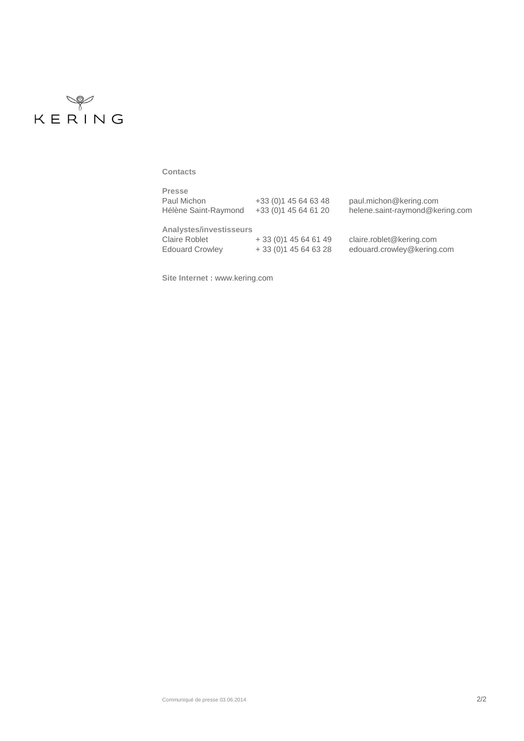KERING

**Contacts**

**Presse**

| | | |
|---|---|---|
| Paul Michon | +33 (0)1 45 64 63 48 | paul.michon@kering.com |
| Hélène Saint-Raymond | +33 (0)1 45 64 61 20 | helene.saint-raymond@kering.com |

**Analystes/investisseurs**

| | | |
|---|---|---|
| Claire Roblet | + 33 (0)1 45 64 61 49 | claire.roblet@kering.com |
| Edouard Crowley | + 33 (0)1 45 64 63 28 | edouard.crowley@kering.com |

**Site Internet :** www.kering.com